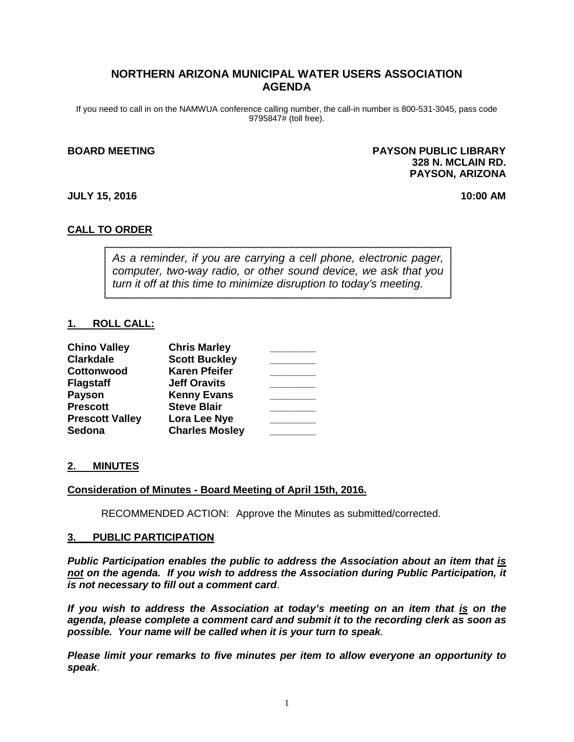# NORTHERN ARIZONA MUNICIPAL WATER USERS ASSOCIATION AGENDA

If you need to call in on the NAMWUA conference calling number, the call-in number is 800-531-3045, pass code 9795847# (toll free).

**BOARD MEETING**

**PAYSON PUBLIC LIBRARY**
**328 N. MCLAIN RD.**
**PAYSON, ARIZONA**

**JULY 15, 2016** **10:00 AM**

## CALL TO ORDER

> *As a reminder, if you are carrying a cell phone, electronic pager, computer, two-way radio, or other sound device, we ask that you turn it off at this time to minimize disruption to today's meeting.*

## 1. ROLL CALL:

| | | |
|---|---|---|
| **Chino Valley** | **Chris Marley** | ________ |
| **Clarkdale** | **Scott Buckley** | ________ |
| **Cottonwood** | **Karen Pfeifer** | ________ |
| **Flagstaff** | **Jeff Oravits** | ________ |
| **Payson** | **Kenny Evans** | ________ |
| **Prescott** | **Steve Blair** | ________ |
| **Prescott Valley** | **Lora Lee Nye** | ________ |
| **Sedona** | **Charles Mosley** | ________ |

## 2. MINUTES

**Consideration of Minutes - Board Meeting of April 15th, 2016.**

RECOMMENDED ACTION: Approve the Minutes as submitted/corrected.

## 3. PUBLIC PARTICIPATION

***Public Participation enables the public to address the Association about an item that is not on the agenda. If you wish to address the Association during Public Participation, it is not necessary to fill out a comment card*.**

***If you wish to address the Association at today's meeting on an item that is on the agenda, please complete a comment card and submit it to the recording clerk as soon as possible. Your name will be called when it is your turn to speak*.**

***Please limit your remarks to five minutes per item to allow everyone an opportunity to speak*.**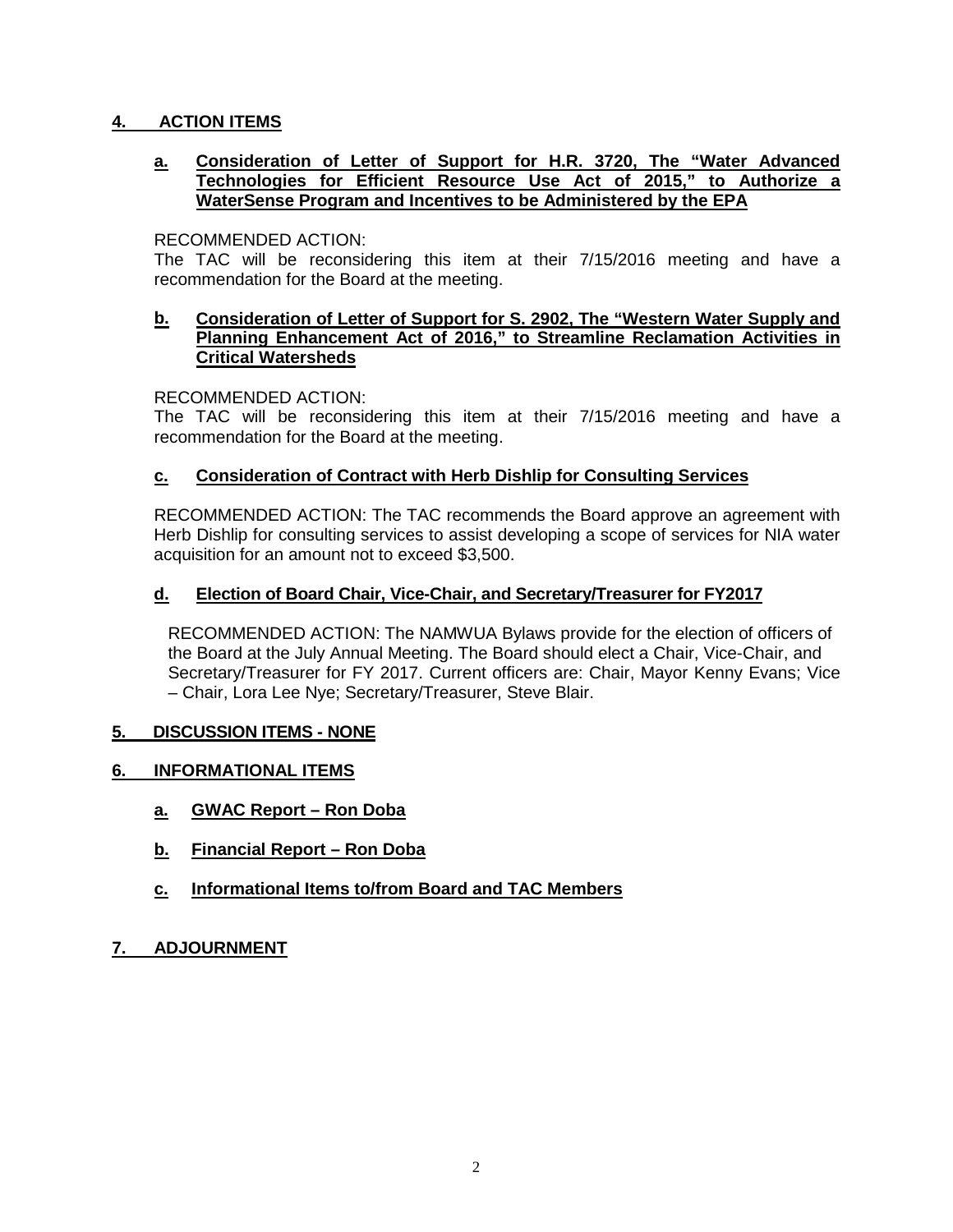## 4. ACTION ITEMS

### a. Consideration of Letter of Support for H.R. 3720, The "Water Advanced Technologies for Efficient Resource Use Act of 2015," to Authorize a WaterSense Program and Incentives to be Administered by the EPA

RECOMMENDED ACTION:
The TAC will be reconsidering this item at their 7/15/2016 meeting and have a recommendation for the Board at the meeting.

### b. Consideration of Letter of Support for S. 2902, The "Western Water Supply and Planning Enhancement Act of 2016," to Streamline Reclamation Activities in Critical Watersheds

RECOMMENDED ACTION:
The TAC will be reconsidering this item at their 7/15/2016 meeting and have a recommendation for the Board at the meeting.

### c. Consideration of Contract with Herb Dishlip for Consulting Services

RECOMMENDED ACTION: The TAC recommends the Board approve an agreement with Herb Dishlip for consulting services to assist developing a scope of services for NIA water acquisition for an amount not to exceed $3,500.

### d. Election of Board Chair, Vice-Chair, and Secretary/Treasurer for FY2017

RECOMMENDED ACTION: The NAMWUA Bylaws provide for the election of officers of the Board at the July Annual Meeting. The Board should elect a Chair, Vice-Chair, and Secretary/Treasurer for FY 2017. Current officers are: Chair, Mayor Kenny Evans; Vice – Chair, Lora Lee Nye; Secretary/Treasurer, Steve Blair.

## 5. DISCUSSION ITEMS - NONE

## 6. INFORMATIONAL ITEMS

### a. GWAC Report – Ron Doba

### b. Financial Report – Ron Doba

### c. Informational Items to/from Board and TAC Members

## 7. ADJOURNMENT